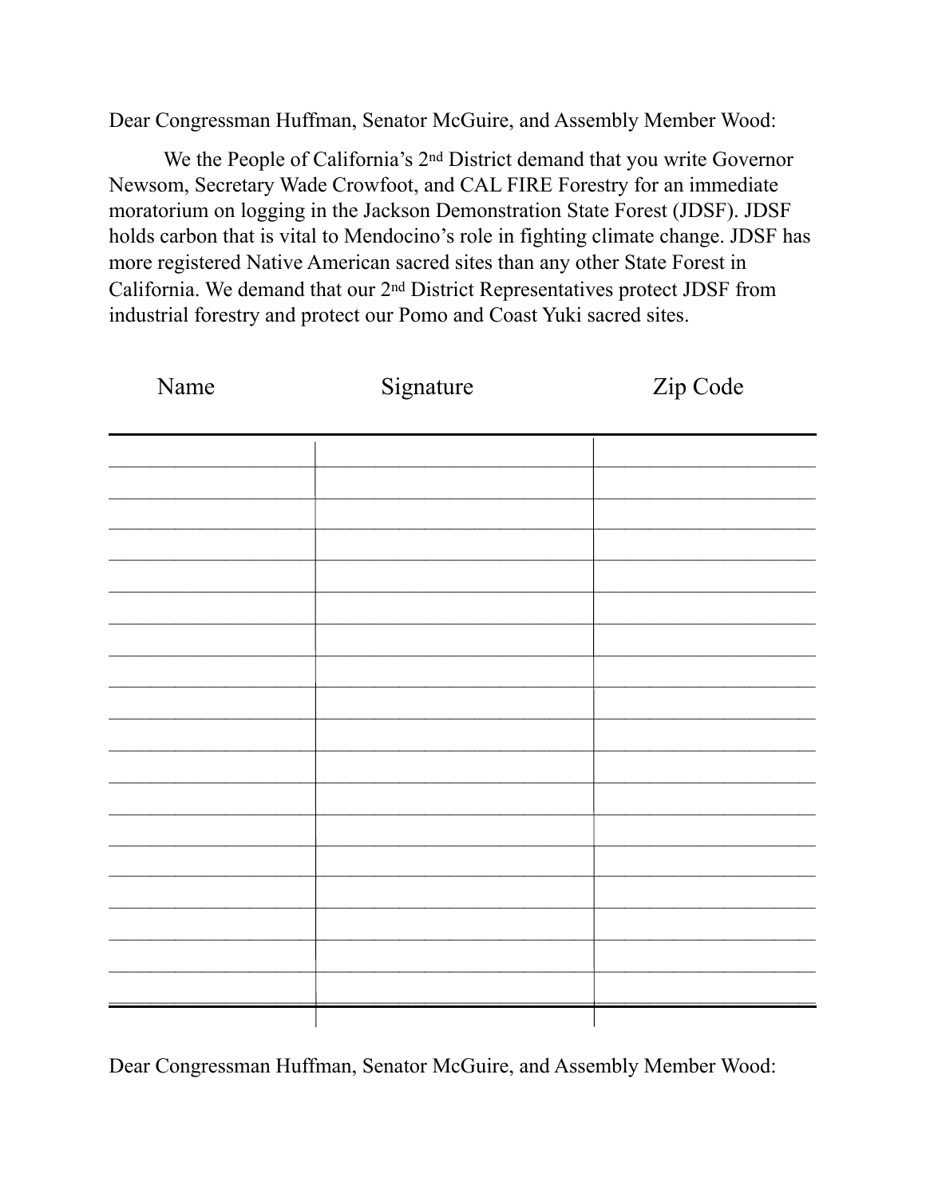Dear Congressman Huffman, Senator McGuire, and Assembly Member Wood:

We the People of California's 2nd District demand that you write Governor Newsom, Secretary Wade Crowfoot, and CAL FIRE Forestry for an immediate moratorium on logging in the Jackson Demonstration State Forest (JDSF). JDSF holds carbon that is vital to Mendocino's role in fighting climate change. JDSF has more registered Native American sacred sites than any other State Forest in California. We demand that our 2nd District Representatives protect JDSF from industrial forestry and protect our Pomo and Coast Yuki sacred sites.

| Name | Signature | Zip Code |
|---|---|---|
| | | |
| | | |
| | | |
| | | |
| | | |
| | | |
| | | |
| | | |
| | | |
| | | |
| | | |
| | | |
| | | |
| | | |
| | | |
| | | |
| | | |
| | | |

Dear Congressman Huffman, Senator McGuire, and Assembly Member Wood: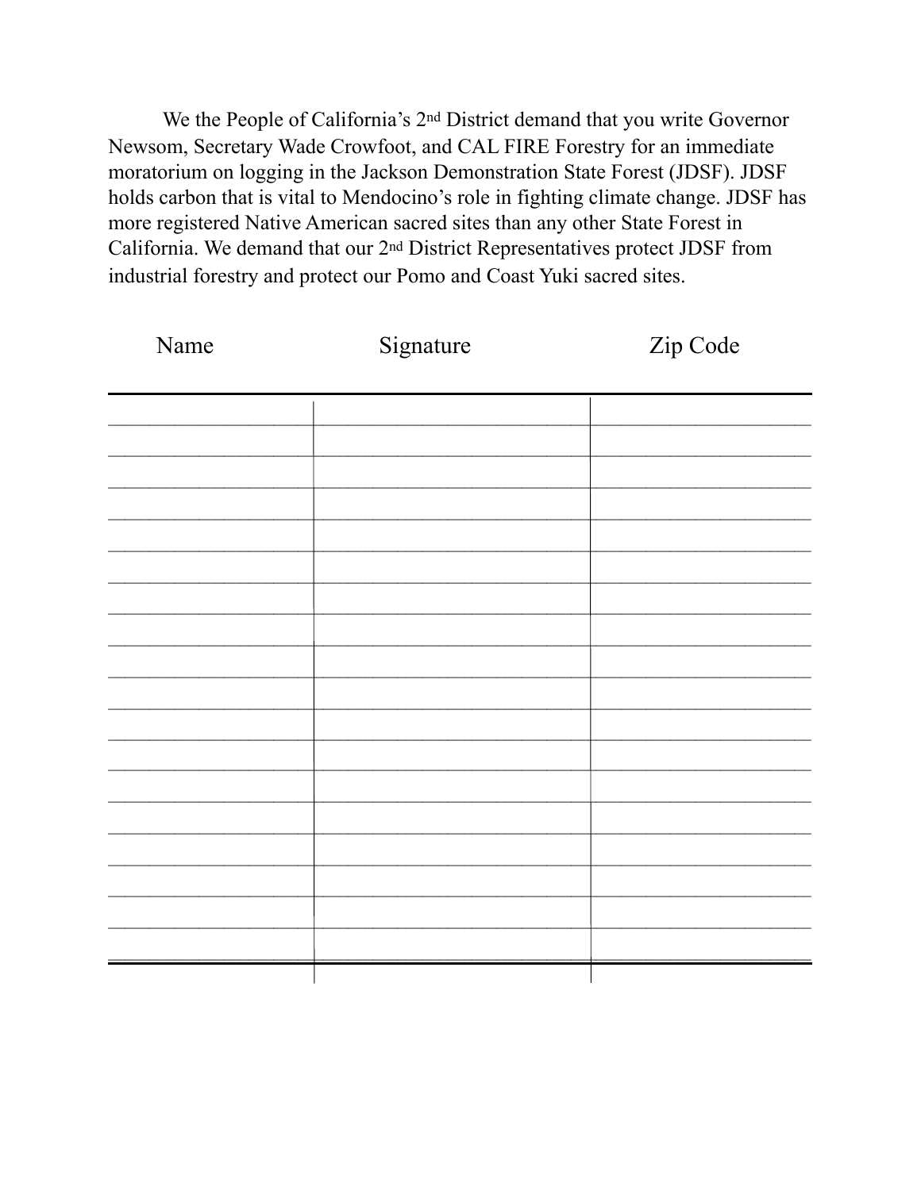We the People of California's 2nd District demand that you write Governor Newsom, Secretary Wade Crowfoot, and CAL FIRE Forestry for an immediate moratorium on logging in the Jackson Demonstration State Forest (JDSF). JDSF holds carbon that is vital to Mendocino's role in fighting climate change. JDSF has more registered Native American sacred sites than any other State Forest in California. We demand that our 2nd District Representatives protect JDSF from industrial forestry and protect our Pomo and Coast Yuki sacred sites.

| Name | Signature | Zip Code |
|---|---|---|
| | | |
| | | |
| | | |
| | | |
| | | |
| | | |
| | | |
| | | |
| | | |
| | | |
| | | |
| | | |
| | | |
| | | |
| | | |
| | | |
| | | |
| | | |